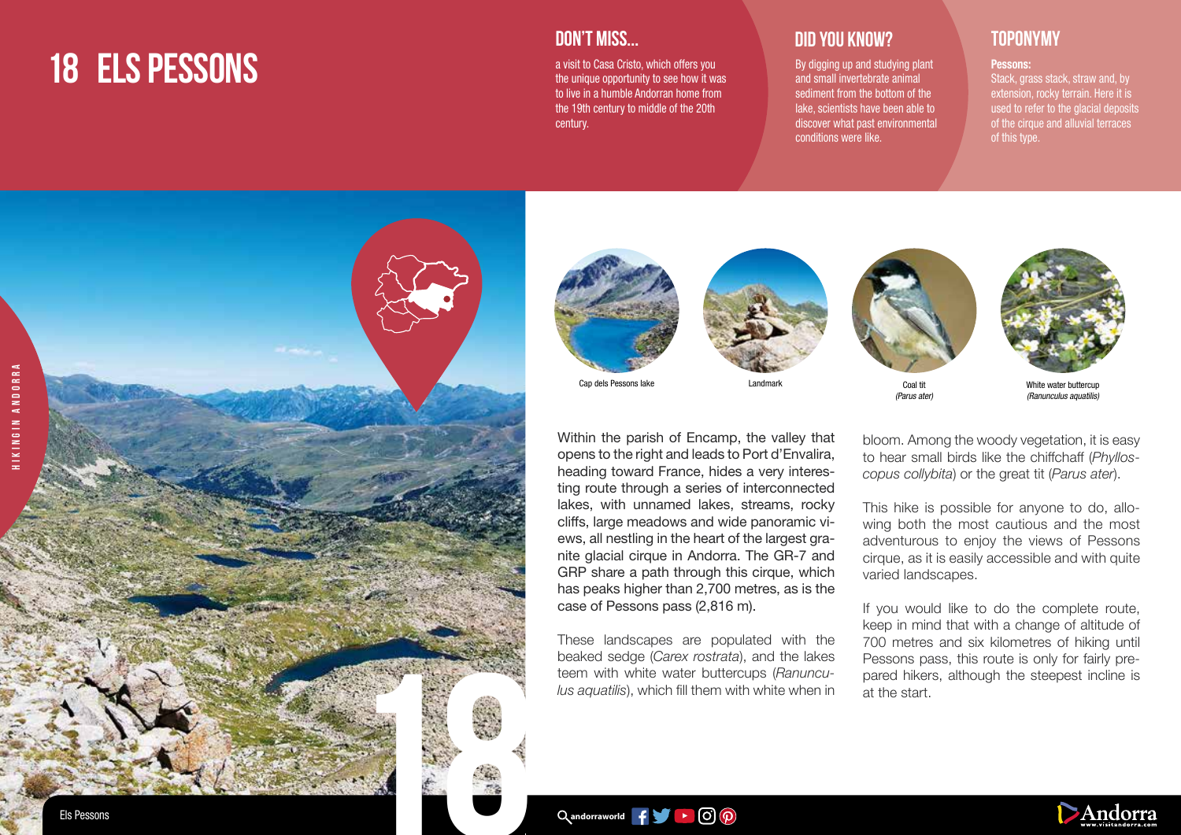# 18 ELS PESSONS

## DON'T MISS...

a visit to Casa Cristo, which offers you the unique opportunity to see how it was to live in a humble Andorran home from the 19th century to middle of the 20th century.

## DID YOU KNOW?

By digging up and studying plant and small invertebrate animal sediment from the bottom of the lake, scientists have been able to discover what past environmental conditions were like.

## TOPONYMY

**Pessons:**
Stack, grass stack, straw and, by extension, rocky terrain. Here it is used to refer to the glacial deposits of the cirque and alluvial terraces of this type.

Cap dels Pessons lake

Landmark

Coal tit
*(Parus ater)*

White water buttercup
*(Ranunculus aquatilis)*

Within the parish of Encamp, the valley that opens to the right and leads to Port d'Envalira, heading toward France, hides a very interesting route through a series of interconnected lakes, with unnamed lakes, streams, rocky cliffs, large meadows and wide panoramic views, all nestling in the heart of the largest granite glacial cirque in Andorra. The GR-7 and GRP share a path through this cirque, which has peaks higher than 2,700 metres, as is the case of Pessons pass (2,816 m).

These landscapes are populated with the beaked sedge (*Carex rostrata*), and the lakes teem with white water buttercups (*Ranunculus aquatilis*), which fill them with white when in bloom. Among the woody vegetation, it is easy to hear small birds like the chiffchaff (*Phylloscopus collybita*) or the great tit (*Parus ater*).

This hike is possible for anyone to do, allowing both the most cautious and the most adventurous to enjoy the views of Pessons cirque, as it is easily accessible and with quite varied landscapes.

If you would like to do the complete route, keep in mind that with a change of altitude of 700 metres and six kilometres of hiking until Pessons pass, this route is only for fairly prepared hikers, although the steepest incline is at the start.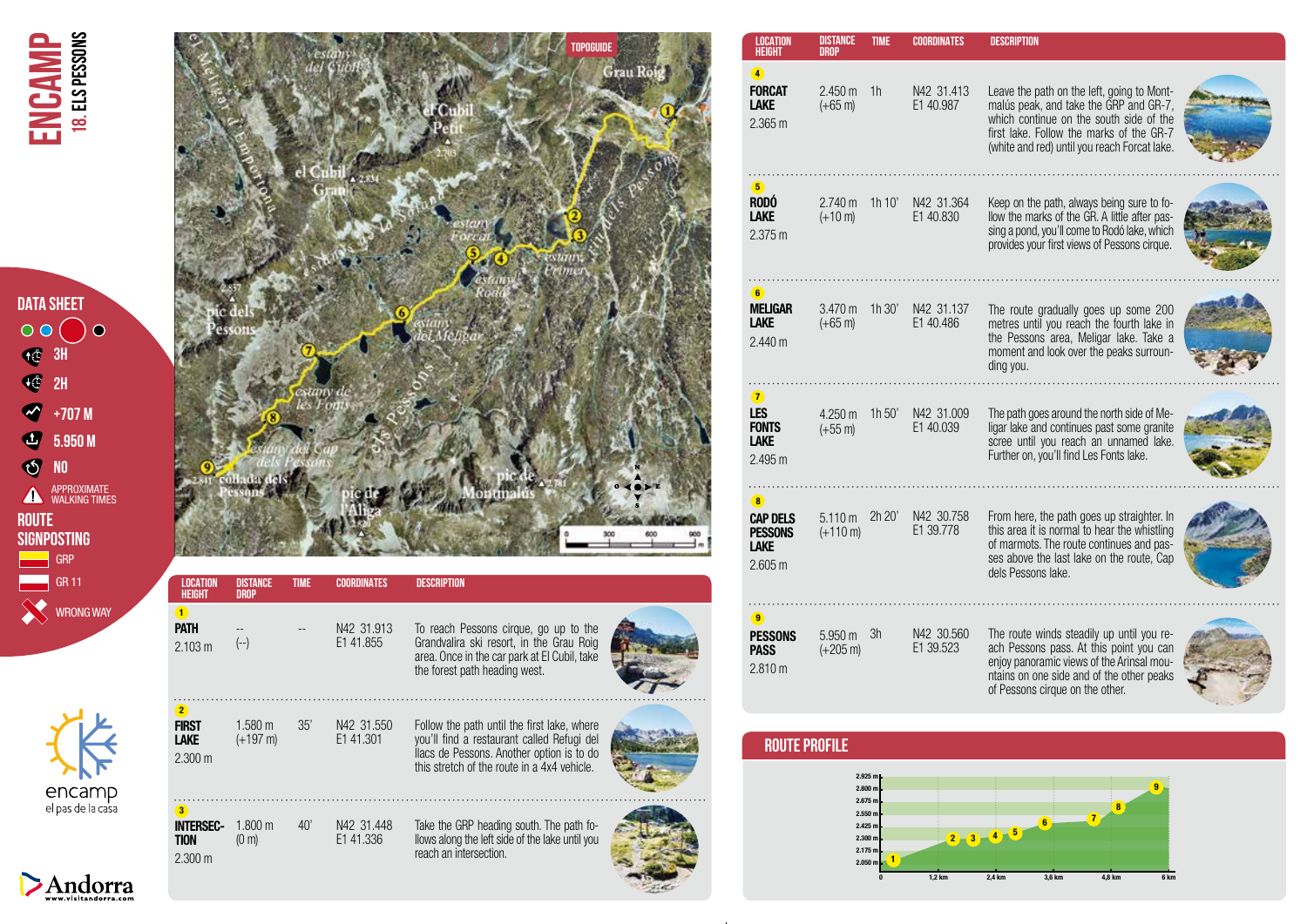# ENCAMP

## 18. ELS PESSONS

## DATA SHEET

3H

2H

+707 M

5.950 M

NO

APPROXIMATE WALKING TIMES

## ROUTE SIGNPOSTING

GRP

GR 11

WRONG WAY

TOPOGUIDE

Grau Roig

estany del Cubill

el Cubil Petit

el Cubil Gran

pic dels Pessons

estany Forcat

estany Primer

estany Rodó

estany del Meligar

estany de les Fonts

estany del Cap dels Pessons

collada dels Pessons

pic de l'Àliga

pic de Montmalús

els Pessons

0 300 600 900 m

| LOCATION HEIGHT | DISTANCE DROP | TIME | COORDINATES | DESCRIPTION |
|---|---|---|---|---|
| 1 **PATH** 2.103 m | -- (--) | -- | N42 31.913 E1 41.855 | To reach Pessons cirque, go up to the Grandvalira ski resort, in the Grau Roig area. Once in the car park at El Cubil, take the forest path heading west. |
| 2 **FIRST LAKE** 2.300 m | 1.580 m (+197 m) | 35' | N42 31.550 E1 41.301 | Follow the path until the first lake, where you'll find a restaurant called Refugi del llacs de Pessons. Another option is to do this stretch of the route in a 4x4 vehicle. |
| 3 **INTERSECTION** 2.300 m | 1.800 m (0 m) | 40' | N42 31.448 E1 41.336 | Take the GRP heading south. The path follows along the left side of the lake until you reach an intersection. |
| 4 **FORCAT LAKE** 2.365 m | 2.450 m (+65 m) | 1h | N42 31.413 E1 40.987 | Leave the path on the left, going to Montmalús peak, and take the GRP and GR-7, which continue on the south side of the first lake. Follow the marks of the GR-7 (white and red) until you reach Forcat lake. |
| 5 **RODÓ LAKE** 2.375 m | 2.740 m (+10 m) | 1h 10' | N42 31.364 E1 40.830 | Keep on the path, always being sure to follow the marks of the GR. A little after passing a pond, you'll come to Rodó lake, which provides your first views of Pessons cirque. |
| 6 **MELIGAR LAKE** 2.440 m | 3.470 m (+65 m) | 1h 30' | N42 31.137 E1 40.486 | The route gradually goes up some 200 metres until you reach the fourth lake in the Pessons area, Meligar lake. Take a moment and look over the peaks surrounding you. |
| 7 **LES FONTS LAKE** 2.495 m | 4.250 m (+55 m) | 1h 50' | N42 31.009 E1 40.039 | The path goes around the north side of Meligar lake and continues past some granite scree until you reach an unnamed lake. Further on, you'll find Les Fonts lake. |
| 8 **CAP DELS PESSONS LAKE** 2.605 m | 5.110 m (+110 m) | 2h 20' | N42 30.758 E1 39.778 | From here, the path goes up straighter. In this area it is normal to hear the whistling of marmots. The route continues and passes above the last lake on the route, Cap dels Pessons lake. |
| 9 **PESSONS PASS** 2.810 m | 5.950 m (+205 m) | 3h | N42 30.560 E1 39.523 | The route winds steadily up until you reach Pessons pass. At this point you can enjoy panoramic views of the Arinsal mountains on one side and of the other peaks of Pessons cirque on the other. |

## ROUTE PROFILE

2.925 m
2.800 m
2.675 m
2.550 m
2.425 m
2.300 m
2.175 m
2.050 m

0 1,2 km 2,4 km 3,6 km 4,8 km 6 km

1 2 3 4 5 6 7 8 9

encamp
el pas de la casa

Andorra
www.visitandorra.com